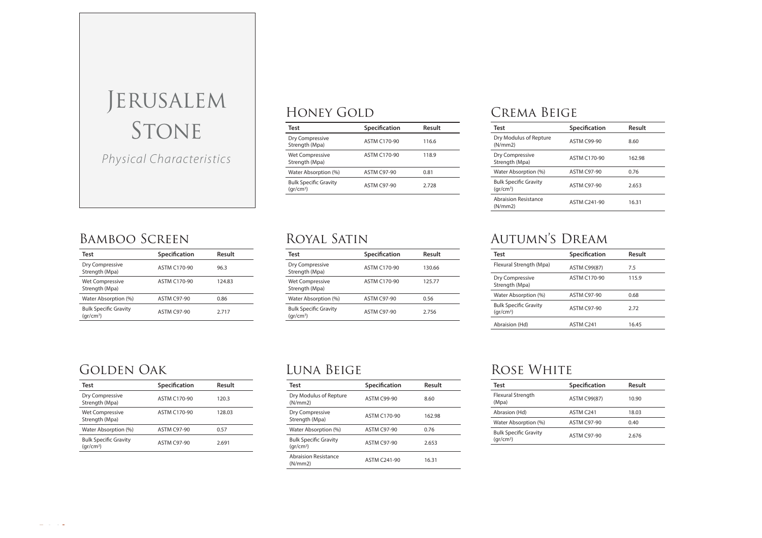# Jerusalem Stone

*Physical Characteristics*

## Honey Gold

| Test | Specification | Result |
|---|---|---|
| Dry Compressive Strength (Mpa) | ASTM C170-90 | 116.6 |
| Wet Compressive Strength (Mpa) | ASTM C170-90 | 118.9 |
| Water Absorption (%) | ASTM C97-90 | 0.81 |
| Bulk Specific Gravity (gr/cm³) | ASTM C97-90 | 2.728 |

## Crema Beige

| Test | Specification | Result |
|---|---|---|
| Dry Modulus of Repture (N/mm2) | ASTM C99-90 | 8.60 |
| Dry Compressive Strength (Mpa) | ASTM C170-90 | 162.98 |
| Water Absorption (%) | ASTM C97-90 | 0.76 |
| Bulk Specific Gravity (gr/cm³) | ASTM C97-90 | 2.653 |
| Abraision Resistance (N/mm2) | ASTM C241-90 | 16.31 |

## Bamboo Screen

| Test | Specification | Result |
|---|---|---|
| Dry Compressive Strength (Mpa) | ASTM C170-90 | 96.3 |
| Wet Compressive Strength (Mpa) | ASTM C170-90 | 124.83 |
| Water Absorption (%) | ASTM C97-90 | 0.86 |
| Bulk Specific Gravity (gr/cm³) | ASTM C97-90 | 2.717 |

## Royal Satin

| Test | Specification | Result |
|---|---|---|
| Dry Compressive Strength (Mpa) | ASTM C170-90 | 130.66 |
| Wet Compressive Strength (Mpa) | ASTM C170-90 | 125.77 |
| Water Absorption (%) | ASTM C97-90 | 0.56 |
| Bulk Specific Gravity (gr/cm³) | ASTM C97-90 | 2.756 |

## Autumn's Dream

| Test | Specification | Result |
|---|---|---|
| Flexural Strength (Mpa) | ASTM C99(87) | 7.5 |
| Dry Compressive Strength (Mpa) | ASTM C170-90 | 115.9 |
| Water Absorption (%) | ASTM C97-90 | 0.68 |
| Bulk Specific Gravity (gr/cm³) | ASTM C97-90 | 2.72 |
| Abraision (Hd) | ASTM C241 | 16.45 |

## Golden Oak

| Test | Specification | Result |
|---|---|---|
| Dry Compressive Strength (Mpa) | ASTM C170-90 | 120.3 |
| Wet Compressive Strength (Mpa) | ASTM C170-90 | 128.03 |
| Water Absorption (%) | ASTM C97-90 | 0.57 |
| Bulk Specific Gravity (gr/cm³) | ASTM C97-90 | 2.691 |

## Luna Beige

| Test | Specification | Result |
|---|---|---|
| Dry Modulus of Repture (N/mm2) | ASTM C99-90 | 8.60 |
| Dry Compressive Strength (Mpa) | ASTM C170-90 | 162.98 |
| Water Absorption (%) | ASTM C97-90 | 0.76 |
| Bulk Specific Gravity (gr/cm³) | ASTM C97-90 | 2.653 |
| Abraision Resistance (N/mm2) | ASTM C241-90 | 16.31 |

## Rose White

| Test | Specification | Result |
|---|---|---|
| Flexural Strength (Mpa) | ASTM C99(87) | 10.90 |
| Abrasion (Hd) | ASTM C241 | 18.03 |
| Water Absorption (%) | ASTM C97-90 | 0.40 |
| Bulk Specific Gravity (gr/cm³) | ASTM C97-90 | 2.676 |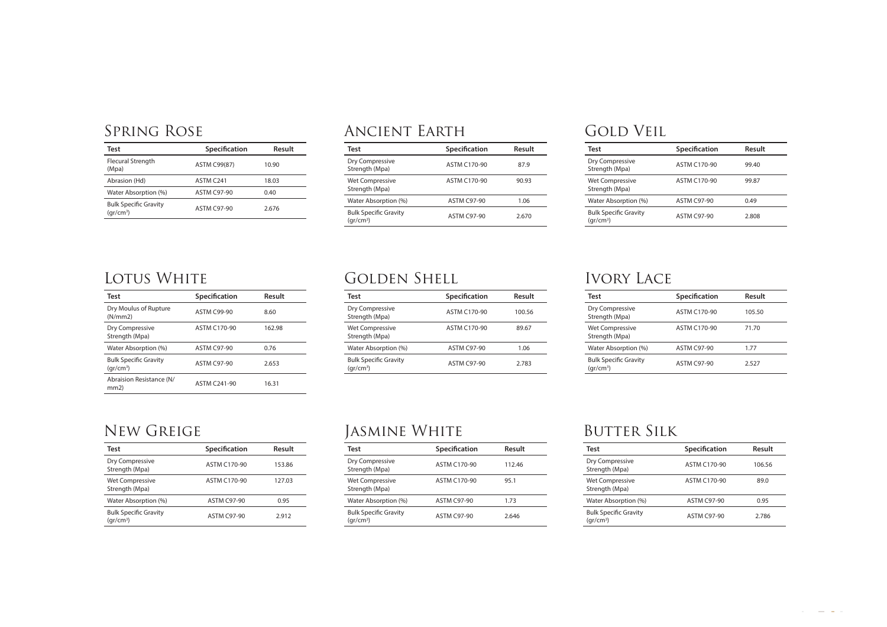## Spring Rose

| Test | Specification | Result |
|---|---|---|
| Flecural Strength (Mpa) | ASTM C99(87) | 10.90 |
| Abrasion (Hd) | ASTM C241 | 18.03 |
| Water Absorption (%) | ASTM C97-90 | 0.40 |
| Bulk Specific Gravity (gr/cm³) | ASTM C97-90 | 2.676 |

## Ancient Earth

| Test | Specification | Result |
|---|---|---|
| Dry Compressive Strength (Mpa) | ASTM C170-90 | 87.9 |
| Wet Compressive Strength (Mpa) | ASTM C170-90 | 90.93 |
| Water Absorption (%) | ASTM C97-90 | 1.06 |
| Bulk Specific Gravity (gr/cm³) | ASTM C97-90 | 2.670 |

## Gold Veil

| Test | Specification | Result |
|---|---|---|
| Dry Compressive Strength (Mpa) | ASTM C170-90 | 99.40 |
| Wet Compressive Strength (Mpa) | ASTM C170-90 | 99.87 |
| Water Absorption (%) | ASTM C97-90 | 0.49 |
| Bulk Specific Gravity (gr/cm³) | ASTM C97-90 | 2.808 |

## Lotus White

| Test | Specification | Result |
|---|---|---|
| Dry Moulus of Rupture (N/mm2) | ASTM C99-90 | 8.60 |
| Dry Compressive Strength (Mpa) | ASTM C170-90 | 162.98 |
| Water Absorption (%) | ASTM C97-90 | 0.76 |
| Bulk Specific Gravity (gr/cm³) | ASTM C97-90 | 2.653 |
| Abraision Resistance (N/mm2) | ASTM C241-90 | 16.31 |

## Golden Shell

| Test | Specification | Result |
|---|---|---|
| Dry Compressive Strength (Mpa) | ASTM C170-90 | 100.56 |
| Wet Compressive Strength (Mpa) | ASTM C170-90 | 89.67 |
| Water Absorption (%) | ASTM C97-90 | 1.06 |
| Bulk Specific Gravity (gr/cm³) | ASTM C97-90 | 2.783 |

## Ivory Lace

| Test | Specification | Result |
|---|---|---|
| Dry Compressive Strength (Mpa) | ASTM C170-90 | 105.50 |
| Wet Compressive Strength (Mpa) | ASTM C170-90 | 71.70 |
| Water Absorption (%) | ASTM C97-90 | 1.77 |
| Bulk Specific Gravity (gr/cm³) | ASTM C97-90 | 2.527 |

## New Greige

| Test | Specification | Result |
|---|---|---|
| Dry Compressive Strength (Mpa) | ASTM C170-90 | 153.86 |
| Wet Compressive Strength (Mpa) | ASTM C170-90 | 127.03 |
| Water Absorption (%) | ASTM C97-90 | 0.95 |
| Bulk Specific Gravity (gr/cm³) | ASTM C97-90 | 2.912 |

## Jasmine White

| Test | Specification | Result |
|---|---|---|
| Dry Compressive Strength (Mpa) | ASTM C170-90 | 112.46 |
| Wet Compressive Strength (Mpa) | ASTM C170-90 | 95.1 |
| Water Absorption (%) | ASTM C97-90 | 1.73 |
| Bulk Specific Gravity (gr/cm³) | ASTM C97-90 | 2.646 |

## Butter Silk

| Test | Specification | Result |
|---|---|---|
| Dry Compressive Strength (Mpa) | ASTM C170-90 | 106.56 |
| Wet Compressive Strength (Mpa) | ASTM C170-90 | 89.0 |
| Water Absorption (%) | ASTM C97-90 | 0.95 |
| Bulk Specific Gravity (gr/cm³) | ASTM C97-90 | 2.786 |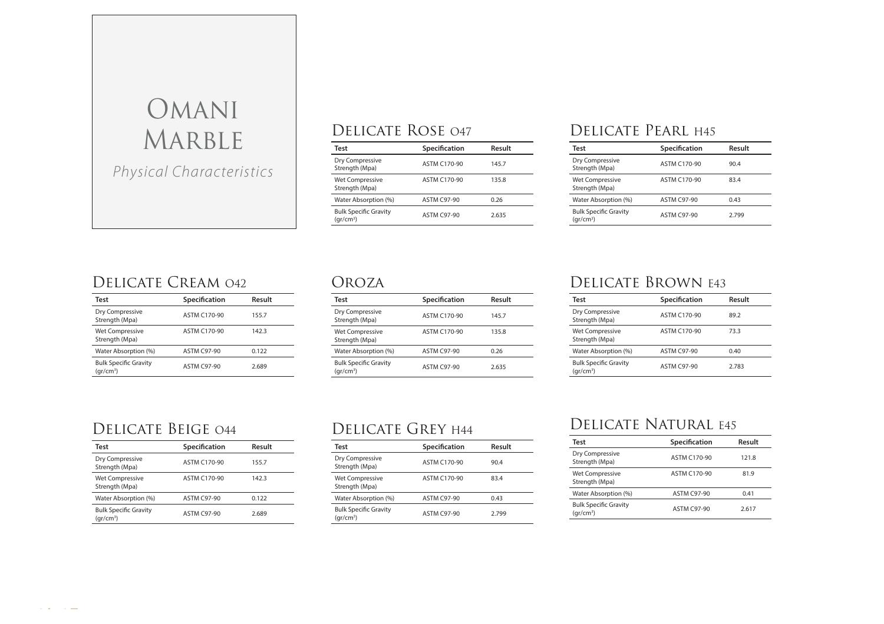# Omani Marble

*Physical Characteristics*

## Delicate Rose O47

| Test | Specification | Result |
| --- | --- | --- |
| Dry Compressive Strength (Mpa) | ASTM C170-90 | 145.7 |
| Wet Compressive Strength (Mpa) | ASTM C170-90 | 135.8 |
| Water Absorption (%) | ASTM C97-90 | 0.26 |
| Bulk Specific Gravity (gr/cm³) | ASTM C97-90 | 2.635 |

## Delicate Pearl H45

| Test | Specification | Result |
| --- | --- | --- |
| Dry Compressive Strength (Mpa) | ASTM C170-90 | 90.4 |
| Wet Compressive Strength (Mpa) | ASTM C170-90 | 83.4 |
| Water Absorption (%) | ASTM C97-90 | 0.43 |
| Bulk Specific Gravity (gr/cm³) | ASTM C97-90 | 2.799 |

## Delicate Cream O42

| Test | Specification | Result |
| --- | --- | --- |
| Dry Compressive Strength (Mpa) | ASTM C170-90 | 155.7 |
| Wet Compressive Strength (Mpa) | ASTM C170-90 | 142.3 |
| Water Absorption (%) | ASTM C97-90 | 0.122 |
| Bulk Specific Gravity (gr/cm³) | ASTM C97-90 | 2.689 |

## Oroza

| Test | Specification | Result |
| --- | --- | --- |
| Dry Compressive Strength (Mpa) | ASTM C170-90 | 145.7 |
| Wet Compressive Strength (Mpa) | ASTM C170-90 | 135.8 |
| Water Absorption (%) | ASTM C97-90 | 0.26 |
| Bulk Specific Gravity (gr/cm³) | ASTM C97-90 | 2.635 |

## Delicate Brown E43

| Test | Specification | Result |
| --- | --- | --- |
| Dry Compressive Strength (Mpa) | ASTM C170-90 | 89.2 |
| Wet Compressive Strength (Mpa) | ASTM C170-90 | 73.3 |
| Water Absorption (%) | ASTM C97-90 | 0.40 |
| Bulk Specific Gravity (gr/cm³) | ASTM C97-90 | 2.783 |

## Delicate Beige O44

| Test | Specification | Result |
| --- | --- | --- |
| Dry Compressive Strength (Mpa) | ASTM C170-90 | 155.7 |
| Wet Compressive Strength (Mpa) | ASTM C170-90 | 142.3 |
| Water Absorption (%) | ASTM C97-90 | 0.122 |
| Bulk Specific Gravity (gr/cm³) | ASTM C97-90 | 2.689 |

## Delicate Grey H44

| Test | Specification | Result |
| --- | --- | --- |
| Dry Compressive Strength (Mpa) | ASTM C170-90 | 90.4 |
| Wet Compressive Strength (Mpa) | ASTM C170-90 | 83.4 |
| Water Absorption (%) | ASTM C97-90 | 0.43 |
| Bulk Specific Gravity (gr/cm³) | ASTM C97-90 | 2.799 |

## Delicate Natural E45

| Test | Specification | Result |
| --- | --- | --- |
| Dry Compressive Strength (Mpa) | ASTM C170-90 | 121.8 |
| Wet Compressive Strength (Mpa) | ASTM C170-90 | 81.9 |
| Water Absorption (%) | ASTM C97-90 | 0.41 |
| Bulk Specific Gravity (gr/cm³) | ASTM C97-90 | 2.617 |